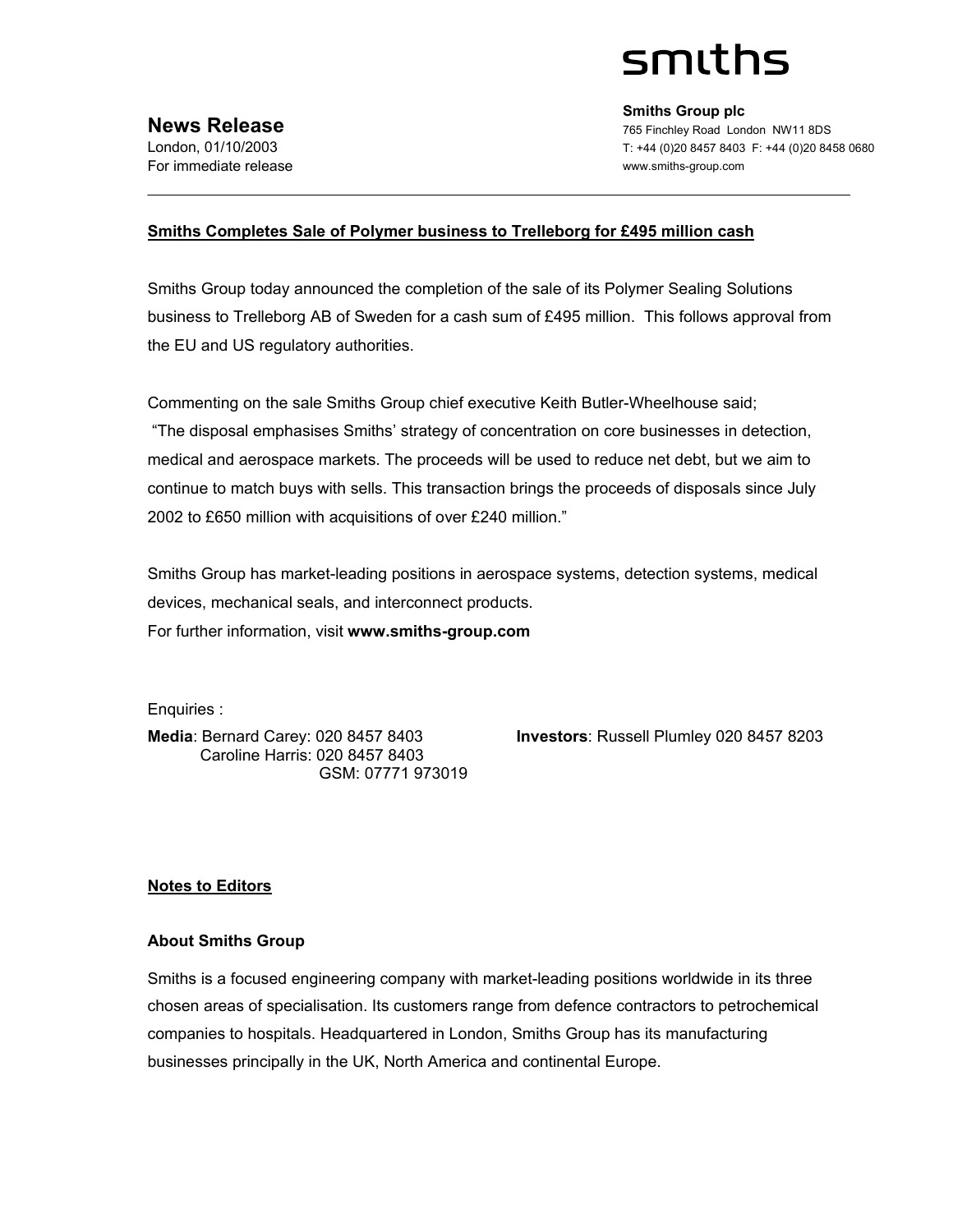smiths

# News Release

London, 01/10/2003
For immediate release

**Smiths Group plc**
765 Finchley Road London NW11 8DS
T: +44 (0)20 8457 8403 F: +44 (0)20 8458 0680
www.smiths-group.com

---

## Smiths Completes Sale of Polymer business to Trelleborg for £495 million cash

Smiths Group today announced the completion of the sale of its Polymer Sealing Solutions business to Trelleborg AB of Sweden for a cash sum of £495 million. This follows approval from the EU and US regulatory authorities.

Commenting on the sale Smiths Group chief executive Keith Butler-Wheelhouse said;
"The disposal emphasises Smiths' strategy of concentration on core businesses in detection, medical and aerospace markets. The proceeds will be used to reduce net debt, but we aim to continue to match buys with sells. This transaction brings the proceeds of disposals since July 2002 to £650 million with acquisitions of over £240 million."

Smiths Group has market-leading positions in aerospace systems, detection systems, medical devices, mechanical seals, and interconnect products.
For further information, visit **www.smiths-group.com**

Enquiries :

**Media**: Bernard Carey: 020 8457 8403
Caroline Harris: 020 8457 8403
GSM: 07771 973019

**Investors**: Russell Plumley 020 8457 8203

## Notes to Editors

### About Smiths Group

Smiths is a focused engineering company with market-leading positions worldwide in its three chosen areas of specialisation. Its customers range from defence contractors to petrochemical companies to hospitals. Headquartered in London, Smiths Group has its manufacturing businesses principally in the UK, North America and continental Europe.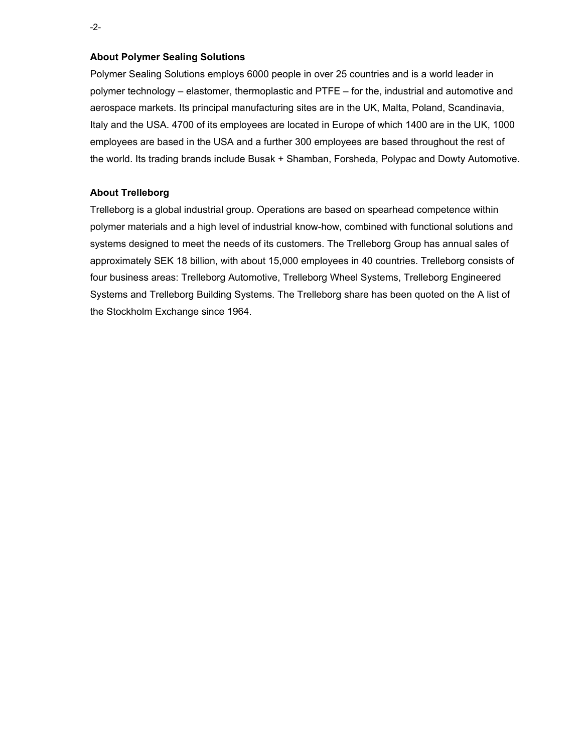## About Polymer Sealing Solutions

Polymer Sealing Solutions employs 6000 people in over 25 countries and is a world leader in polymer technology – elastomer, thermoplastic and PTFE – for the, industrial and automotive and aerospace markets. Its principal manufacturing sites are in the UK, Malta, Poland, Scandinavia, Italy and the USA. 4700 of its employees are located in Europe of which 1400 are in the UK, 1000 employees are based in the USA and a further 300 employees are based throughout the rest of the world. Its trading brands include Busak + Shamban, Forsheda, Polypac and Dowty Automotive.

## About Trelleborg

Trelleborg is a global industrial group. Operations are based on spearhead competence within polymer materials and a high level of industrial know-how, combined with functional solutions and systems designed to meet the needs of its customers. The Trelleborg Group has annual sales of approximately SEK 18 billion, with about 15,000 employees in 40 countries. Trelleborg consists of four business areas: Trelleborg Automotive, Trelleborg Wheel Systems, Trelleborg Engineered Systems and Trelleborg Building Systems. The Trelleborg share has been quoted on the A list of the Stockholm Exchange since 1964.